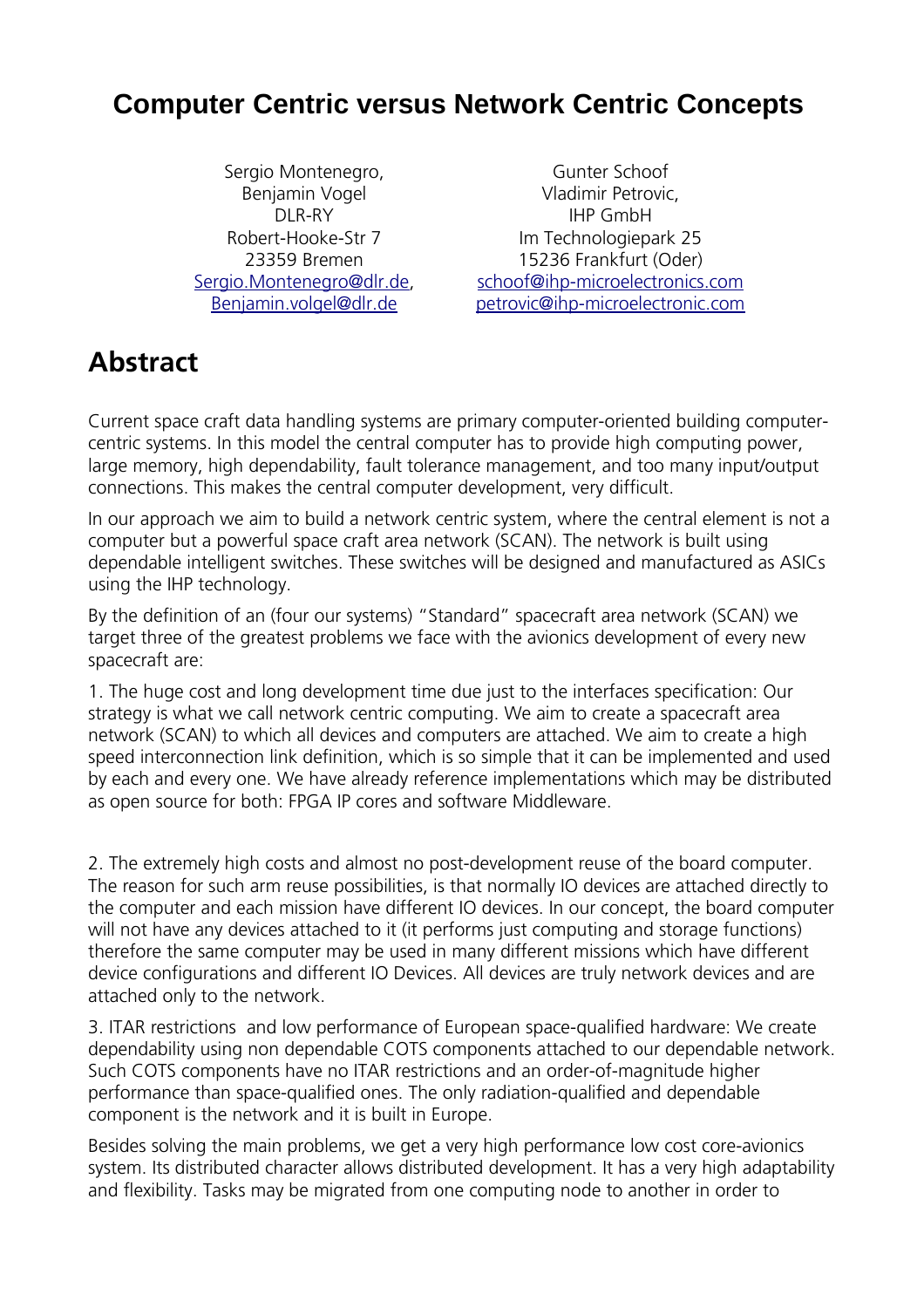# Computer Centric versus Network Centric Concepts

Sergio Montenegro,
Benjamin Vogel
DLR-RY
Robert-Hooke-Str 7
23359 Bremen
Sergio.Montenegro@dlr.de,
Benjamin.volgel@dlr.de

Gunter Schoof
Vladimir Petrovic,
IHP GmbH
Im Technologiepark 25
15236 Frankfurt (Oder)
schoof@ihp-microelectronics.com
petrovic@ihp-microelectronic.com

## Abstract

Current space craft data handling systems are primary computer-oriented building computer-centric systems. In this model the central computer has to provide high computing power, large memory, high dependability, fault tolerance management, and too many input/output connections. This makes the central computer development, very difficult.

In our approach we aim to build a network centric system, where the central element is not a computer but a powerful space craft area network (SCAN). The network is built using dependable intelligent switches. These switches will be designed and manufactured as ASICs using the IHP technology.

By the definition of an (four our systems) "Standard" spacecraft area network (SCAN) we target three of the greatest problems we face with the avionics development of every new spacecraft are:

1. The huge cost and long development time due just to the interfaces specification: Our strategy is what we call network centric computing. We aim to create a spacecraft area network (SCAN) to which all devices and computers are attached. We aim to create a high speed interconnection link definition, which is so simple that it can be implemented and used by each and every one. We have already reference implementations which may be distributed as open source for both: FPGA IP cores and software Middleware.

2. The extremely high costs and almost no post-development reuse of the board computer. The reason for such arm reuse possibilities, is that normally IO devices are attached directly to the computer and each mission have different IO devices. In our concept, the board computer will not have any devices attached to it (it performs just computing and storage functions) therefore the same computer may be used in many different missions which have different device configurations and different IO Devices. All devices are truly network devices and are attached only to the network.

3. ITAR restrictions and low performance of European space-qualified hardware: We create dependability using non dependable COTS components attached to our dependable network. Such COTS components have no ITAR restrictions and an order-of-magnitude higher performance than space-qualified ones. The only radiation-qualified and dependable component is the network and it is built in Europe.

Besides solving the main problems, we get a very high performance low cost core-avionics system. Its distributed character allows distributed development. It has a very high adaptability and flexibility. Tasks may be migrated from one computing node to another in order to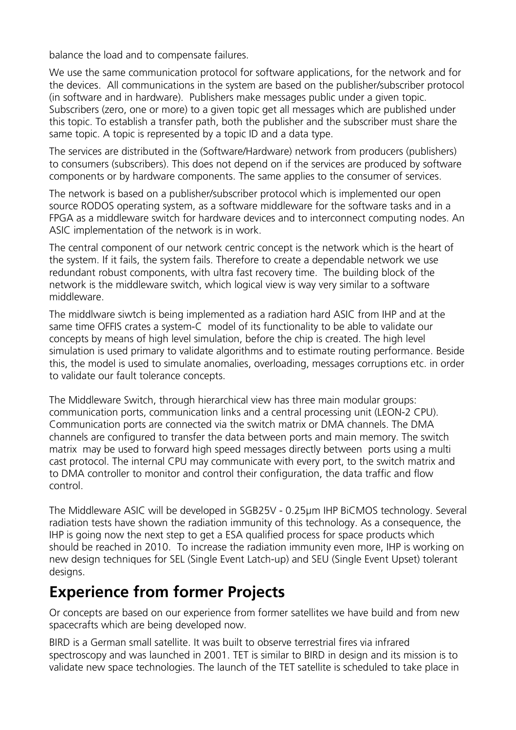balance the load and to compensate failures.

We use the same communication protocol for software applications, for the network and for the devices. All communications in the system are based on the publisher/subscriber protocol (in software and in hardware). Publishers make messages public under a given topic. Subscribers (zero, one or more) to a given topic get all messages which are published under this topic. To establish a transfer path, both the publisher and the subscriber must share the same topic. A topic is represented by a topic ID and a data type.

The services are distributed in the (Software/Hardware) network from producers (publishers) to consumers (subscribers). This does not depend on if the services are produced by software components or by hardware components. The same applies to the consumer of services.

The network is based on a publisher/subscriber protocol which is implemented our open source RODOS operating system, as a software middleware for the software tasks and in a FPGA as a middleware switch for hardware devices and to interconnect computing nodes. An ASIC implementation of the network is in work.

The central component of our network centric concept is the network which is the heart of the system. If it fails, the system fails. Therefore to create a dependable network we use redundant robust components, with ultra fast recovery time. The building block of the network is the middleware switch, which logical view is way very similar to a software middleware.

The middlware siwtch is being implemented as a radiation hard ASIC from IHP and at the same time OFFIS crates a system-C model of its functionality to be able to validate our concepts by means of high level simulation, before the chip is created. The high level simulation is used primary to validate algorithms and to estimate routing performance. Beside this, the model is used to simulate anomalies, overloading, messages corruptions etc. in order to validate our fault tolerance concepts.

The Middleware Switch, through hierarchical view has three main modular groups: communication ports, communication links and a central processing unit (LEON-2 CPU). Communication ports are connected via the switch matrix or DMA channels. The DMA channels are configured to transfer the data between ports and main memory. The switch matrix may be used to forward high speed messages directly between ports using a multi cast protocol. The internal CPU may communicate with every port, to the switch matrix and to DMA controller to monitor and control their configuration, the data traffic and flow control.

The Middleware ASIC will be developed in SGB25V - 0.25µm IHP BiCMOS technology. Several radiation tests have shown the radiation immunity of this technology. As a consequence, the IHP is going now the next step to get a ESA qualified process for space products which should be reached in 2010. To increase the radiation immunity even more, IHP is working on new design techniques for SEL (Single Event Latch-up) and SEU (Single Event Upset) tolerant designs.

## Experience from former Projects

Or concepts are based on our experience from former satellites we have build and from new spacecrafts which are being developed now.

BIRD is a German small satellite. It was built to observe terrestrial fires via infrared spectroscopy and was launched in 2001. TET is similar to BIRD in design and its mission is to validate new space technologies. The launch of the TET satellite is scheduled to take place in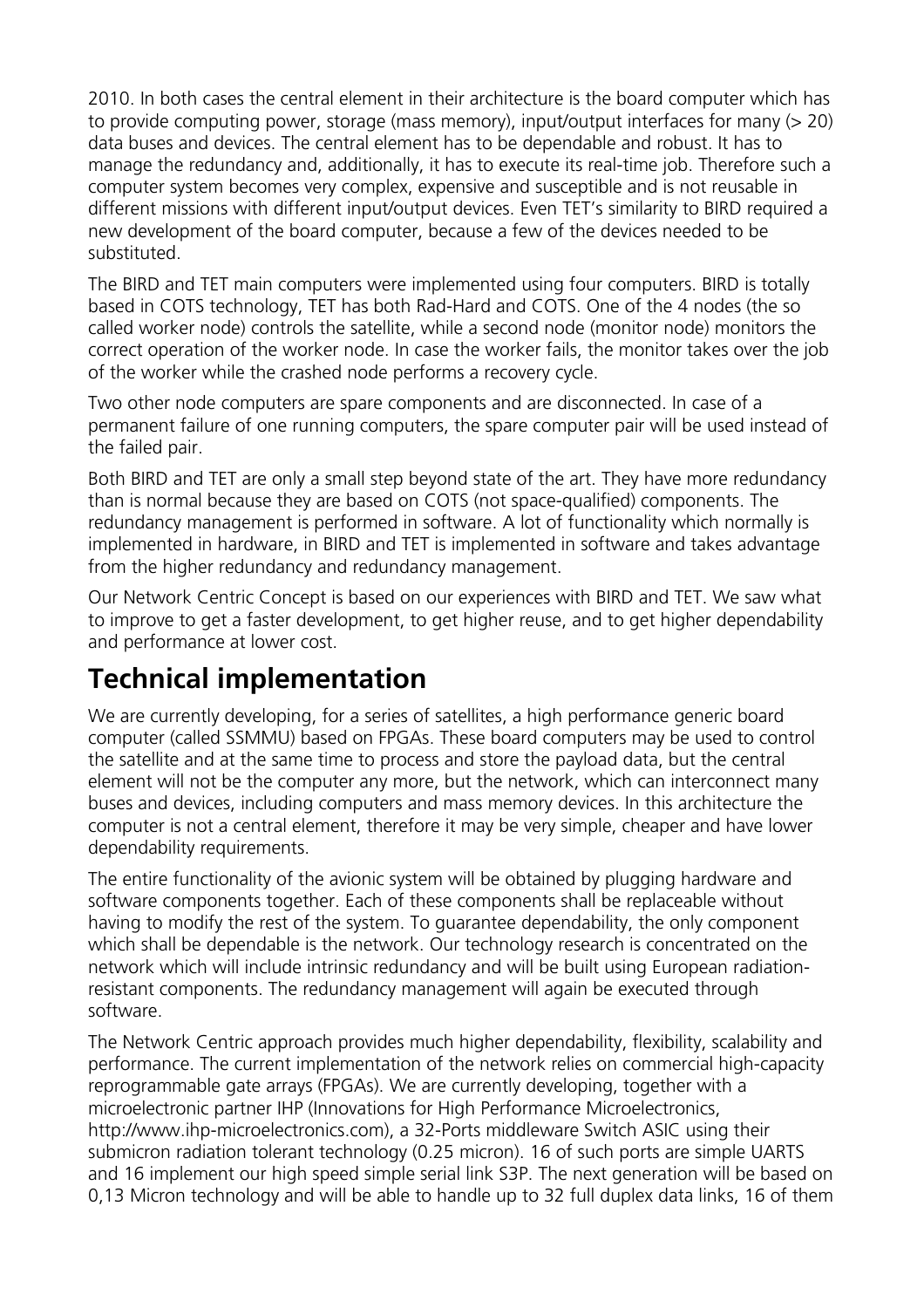2010. In both cases the central element in their architecture is the board computer which has to provide computing power, storage (mass memory), input/output interfaces for many (> 20) data buses and devices. The central element has to be dependable and robust. It has to manage the redundancy and, additionally, it has to execute its real-time job. Therefore such a computer system becomes very complex, expensive and susceptible and is not reusable in different missions with different input/output devices. Even TET's similarity to BIRD required a new development of the board computer, because a few of the devices needed to be substituted.

The BIRD and TET main computers were implemented using four computers. BIRD is totally based in COTS technology, TET has both Rad-Hard and COTS. One of the 4 nodes (the so called worker node) controls the satellite, while a second node (monitor node) monitors the correct operation of the worker node. In case the worker fails, the monitor takes over the job of the worker while the crashed node performs a recovery cycle.

Two other node computers are spare components and are disconnected. In case of a permanent failure of one running computers, the spare computer pair will be used instead of the failed pair.

Both BIRD and TET are only a small step beyond state of the art. They have more redundancy than is normal because they are based on COTS (not space-qualified) components. The redundancy management is performed in software. A lot of functionality which normally is implemented in hardware, in BIRD and TET is implemented in software and takes advantage from the higher redundancy and redundancy management.

Our Network Centric Concept is based on our experiences with BIRD and TET. We saw what to improve to get a faster development, to get higher reuse, and to get higher dependability and performance at lower cost.

# Technical implementation

We are currently developing, for a series of satellites, a high performance generic board computer (called SSMMU) based on FPGAs. These board computers may be used to control the satellite and at the same time to process and store the payload data, but the central element will not be the computer any more, but the network, which can interconnect many buses and devices, including computers and mass memory devices. In this architecture the computer is not a central element, therefore it may be very simple, cheaper and have lower dependability requirements.

The entire functionality of the avionic system will be obtained by plugging hardware and software components together. Each of these components shall be replaceable without having to modify the rest of the system. To guarantee dependability, the only component which shall be dependable is the network. Our technology research is concentrated on the network which will include intrinsic redundancy and will be built using European radiation-resistant components. The redundancy management will again be executed through software.

The Network Centric approach provides much higher dependability, flexibility, scalability and performance. The current implementation of the network relies on commercial high-capacity reprogrammable gate arrays (FPGAs). We are currently developing, together with a microelectronic partner IHP (Innovations for High Performance Microelectronics, http://www.ihp-microelectronics.com), a 32-Ports middleware Switch ASIC using their submicron radiation tolerant technology (0.25 micron). 16 of such ports are simple UARTS and 16 implement our high speed simple serial link S3P. The next generation will be based on 0,13 Micron technology and will be able to handle up to 32 full duplex data links, 16 of them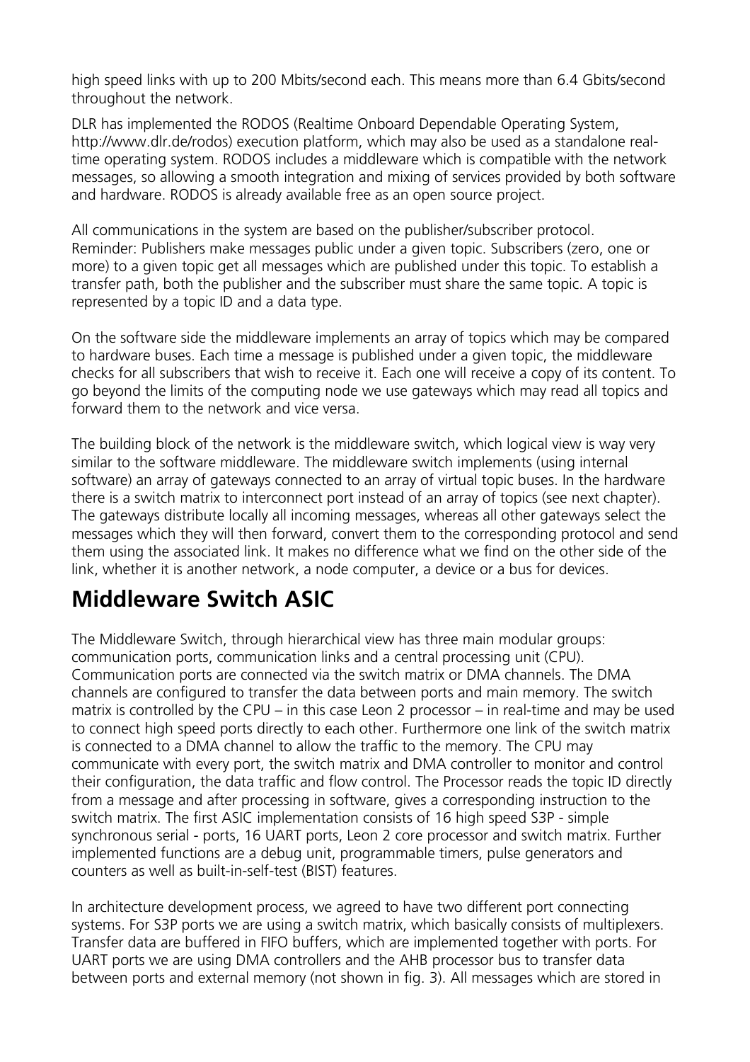high speed links with up to 200 Mbits/second each. This means more than 6.4 Gbits/second throughout the network.

DLR has implemented the RODOS (Realtime Onboard Dependable Operating System, http://www.dlr.de/rodos) execution platform, which may also be used as a standalone real-time operating system. RODOS includes a middleware which is compatible with the network messages, so allowing a smooth integration and mixing of services provided by both software and hardware. RODOS is already available free as an open source project.

All communications in the system are based on the publisher/subscriber protocol. Reminder: Publishers make messages public under a given topic. Subscribers (zero, one or more) to a given topic get all messages which are published under this topic. To establish a transfer path, both the publisher and the subscriber must share the same topic. A topic is represented by a topic ID and a data type.

On the software side the middleware implements an array of topics which may be compared to hardware buses. Each time a message is published under a given topic, the middleware checks for all subscribers that wish to receive it. Each one will receive a copy of its content. To go beyond the limits of the computing node we use gateways which may read all topics and forward them to the network and vice versa.

The building block of the network is the middleware switch, which logical view is way very similar to the software middleware. The middleware switch implements (using internal software) an array of gateways connected to an array of virtual topic buses. In the hardware there is a switch matrix to interconnect port instead of an array of topics (see next chapter). The gateways distribute locally all incoming messages, whereas all other gateways select the messages which they will then forward, convert them to the corresponding protocol and send them using the associated link. It makes no difference what we find on the other side of the link, whether it is another network, a node computer, a device or a bus for devices.

# Middleware Switch ASIC

The Middleware Switch, through hierarchical view has three main modular groups: communication ports, communication links and a central processing unit (CPU). Communication ports are connected via the switch matrix or DMA channels. The DMA channels are configured to transfer the data between ports and main memory. The switch matrix is controlled by the CPU – in this case Leon 2 processor – in real-time and may be used to connect high speed ports directly to each other. Furthermore one link of the switch matrix is connected to a DMA channel to allow the traffic to the memory. The CPU may communicate with every port, the switch matrix and DMA controller to monitor and control their configuration, the data traffic and flow control. The Processor reads the topic ID directly from a message and after processing in software, gives a corresponding instruction to the switch matrix. The first ASIC implementation consists of 16 high speed S3P - simple synchronous serial - ports, 16 UART ports, Leon 2 core processor and switch matrix. Further implemented functions are a debug unit, programmable timers, pulse generators and counters as well as built-in-self-test (BIST) features.

In architecture development process, we agreed to have two different port connecting systems. For S3P ports we are using a switch matrix, which basically consists of multiplexers. Transfer data are buffered in FIFO buffers, which are implemented together with ports. For UART ports we are using DMA controllers and the AHB processor bus to transfer data between ports and external memory (not shown in fig. 3). All messages which are stored in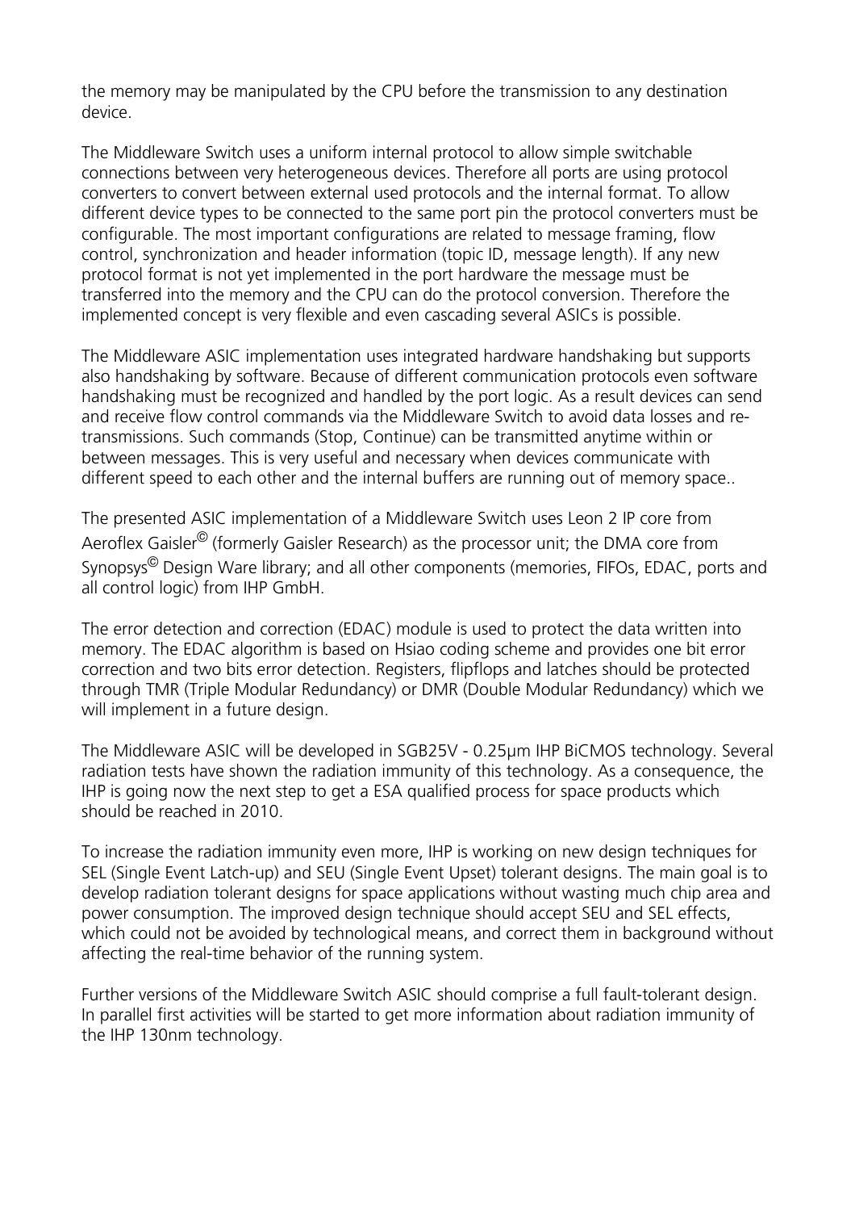the memory may be manipulated by the CPU before the transmission to any destination device.

The Middleware Switch uses a uniform internal protocol to allow simple switchable connections between very heterogeneous devices. Therefore all ports are using protocol converters to convert between external used protocols and the internal format. To allow different device types to be connected to the same port pin the protocol converters must be configurable. The most important configurations are related to message framing, flow control, synchronization and header information (topic ID, message length). If any new protocol format is not yet implemented in the port hardware the message must be transferred into the memory and the CPU can do the protocol conversion. Therefore the implemented concept is very flexible and even cascading several ASICs is possible.

The Middleware ASIC implementation uses integrated hardware handshaking but supports also handshaking by software. Because of different communication protocols even software handshaking must be recognized and handled by the port logic. As a result devices can send and receive flow control commands via the Middleware Switch to avoid data losses and re-transmissions. Such commands (Stop, Continue) can be transmitted anytime within or between messages. This is very useful and necessary when devices communicate with different speed to each other and the internal buffers are running out of memory space..

The presented ASIC implementation of a Middleware Switch uses Leon 2 IP core from Aeroflex Gaisler© (formerly Gaisler Research) as the processor unit; the DMA core from Synopsys© Design Ware library; and all other components (memories, FIFOs, EDAC, ports and all control logic) from IHP GmbH.

The error detection and correction (EDAC) module is used to protect the data written into memory. The EDAC algorithm is based on Hsiao coding scheme and provides one bit error correction and two bits error detection. Registers, flipflops and latches should be protected through TMR (Triple Modular Redundancy) or DMR (Double Modular Redundancy) which we will implement in a future design.

The Middleware ASIC will be developed in SGB25V - 0.25µm IHP BiCMOS technology. Several radiation tests have shown the radiation immunity of this technology. As a consequence, the IHP is going now the next step to get a ESA qualified process for space products which should be reached in 2010.

To increase the radiation immunity even more, IHP is working on new design techniques for SEL (Single Event Latch-up) and SEU (Single Event Upset) tolerant designs. The main goal is to develop radiation tolerant designs for space applications without wasting much chip area and power consumption. The improved design technique should accept SEU and SEL effects, which could not be avoided by technological means, and correct them in background without affecting the real-time behavior of the running system.

Further versions of the Middleware Switch ASIC should comprise a full fault-tolerant design. In parallel first activities will be started to get more information about radiation immunity of the IHP 130nm technology.